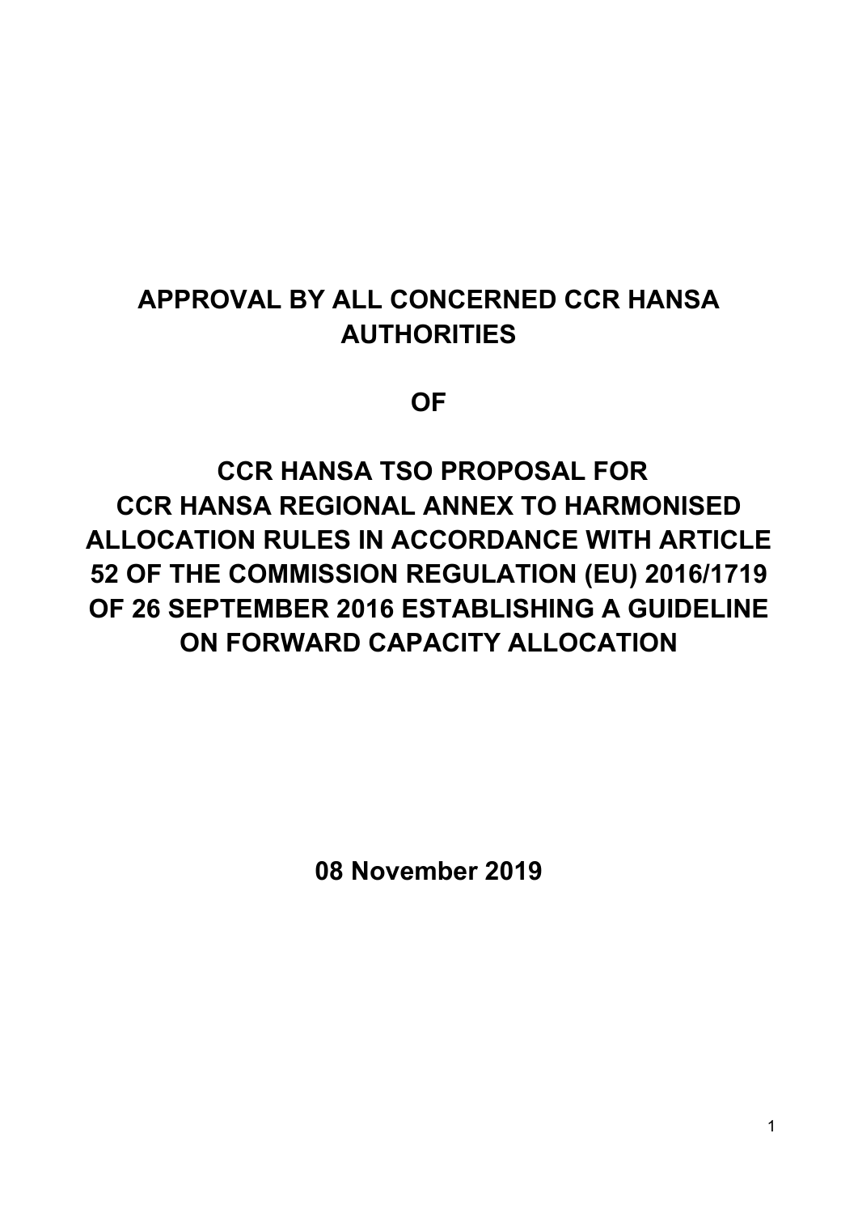# APPROVAL BY ALL CONCERNED CCR HANSA AUTHORITIES

# OF

# CCR HANSA TSO PROPOSAL FOR CCR HANSA REGIONAL ANNEX TO HARMONISED ALLOCATION RULES IN ACCORDANCE WITH ARTICLE 52 OF THE COMMISSION REGULATION (EU) 2016/1719 OF 26 SEPTEMBER 2016 ESTABLISHING A GUIDELINE ON FORWARD CAPACITY ALLOCATION

**08 November 2019**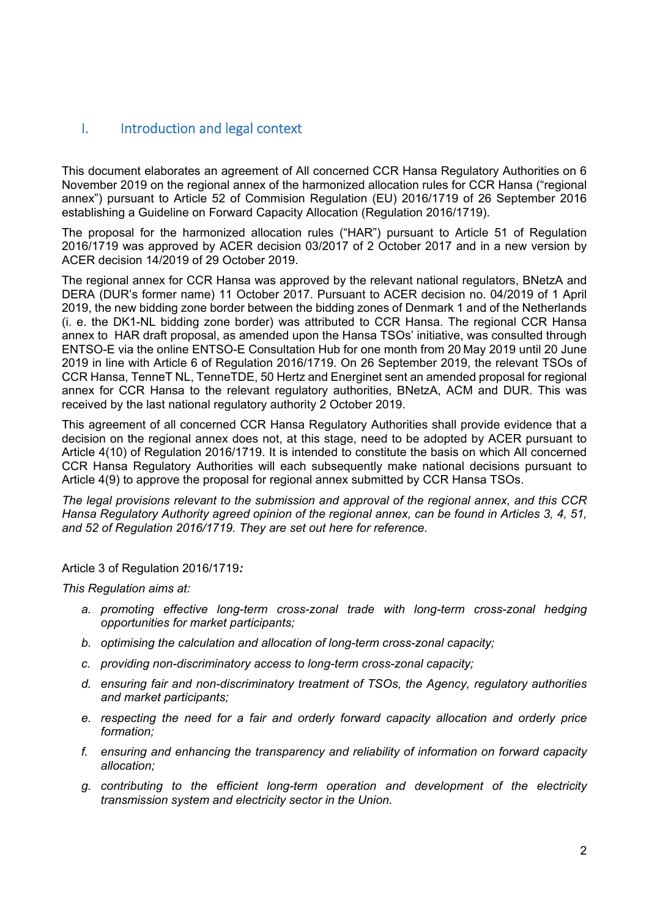## I. Introduction and legal context

This document elaborates an agreement of All concerned CCR Hansa Regulatory Authorities on 6 November 2019 on the regional annex of the harmonized allocation rules for CCR Hansa ("regional annex") pursuant to Article 52 of Commision Regulation (EU) 2016/1719 of 26 September 2016 establishing a Guideline on Forward Capacity Allocation (Regulation 2016/1719).

The proposal for the harmonized allocation rules ("HAR") pursuant to Article 51 of Regulation 2016/1719 was approved by ACER decision 03/2017 of 2 October 2017 and in a new version by ACER decision 14/2019 of 29 October 2019.

The regional annex for CCR Hansa was approved by the relevant national regulators, BNetzA and DERA (DUR's former name) 11 October 2017. Pursuant to ACER decision no. 04/2019 of 1 April 2019, the new bidding zone border between the bidding zones of Denmark 1 and of the Netherlands (i. e. the DK1-NL bidding zone border) was attributed to CCR Hansa. The regional CCR Hansa annex to HAR draft proposal, as amended upon the Hansa TSOs' initiative, was consulted through ENTSO-E via the online ENTSO-E Consultation Hub for one month from 20 May 2019 until 20 June 2019 in line with Article 6 of Regulation 2016/1719. On 26 September 2019, the relevant TSOs of CCR Hansa, TenneT NL, TenneTDE, 50 Hertz and Energinet sent an amended proposal for regional annex for CCR Hansa to the relevant regulatory authorities, BNetzA, ACM and DUR. This was received by the last national regulatory authority 2 October 2019.

This agreement of all concerned CCR Hansa Regulatory Authorities shall provide evidence that a decision on the regional annex does not, at this stage, need to be adopted by ACER pursuant to Article 4(10) of Regulation 2016/1719. It is intended to constitute the basis on which All concerned CCR Hansa Regulatory Authorities will each subsequently make national decisions pursuant to Article 4(9) to approve the proposal for regional annex submitted by CCR Hansa TSOs.

*The legal provisions relevant to the submission and approval of the regional annex, and this CCR Hansa Regulatory Authority agreed opinion of the regional annex, can be found in Articles 3, 4, 51, and 52 of Regulation 2016/1719. They are set out here for reference.*

Article 3 of Regulation 2016/1719***:***

*This Regulation aims at:*

a. *promoting effective long-term cross-zonal trade with long-term cross-zonal hedging opportunities for market participants;*
b. *optimising the calculation and allocation of long-term cross-zonal capacity;*
c. *providing non-discriminatory access to long-term cross-zonal capacity;*
d. *ensuring fair and non-discriminatory treatment of TSOs, the Agency, regulatory authorities and market participants;*
e. *respecting the need for a fair and orderly forward capacity allocation and orderly price formation;*
f. *ensuring and enhancing the transparency and reliability of information on forward capacity allocation;*
g. *contributing to the efficient long-term operation and development of the electricity transmission system and electricity sector in the Union.*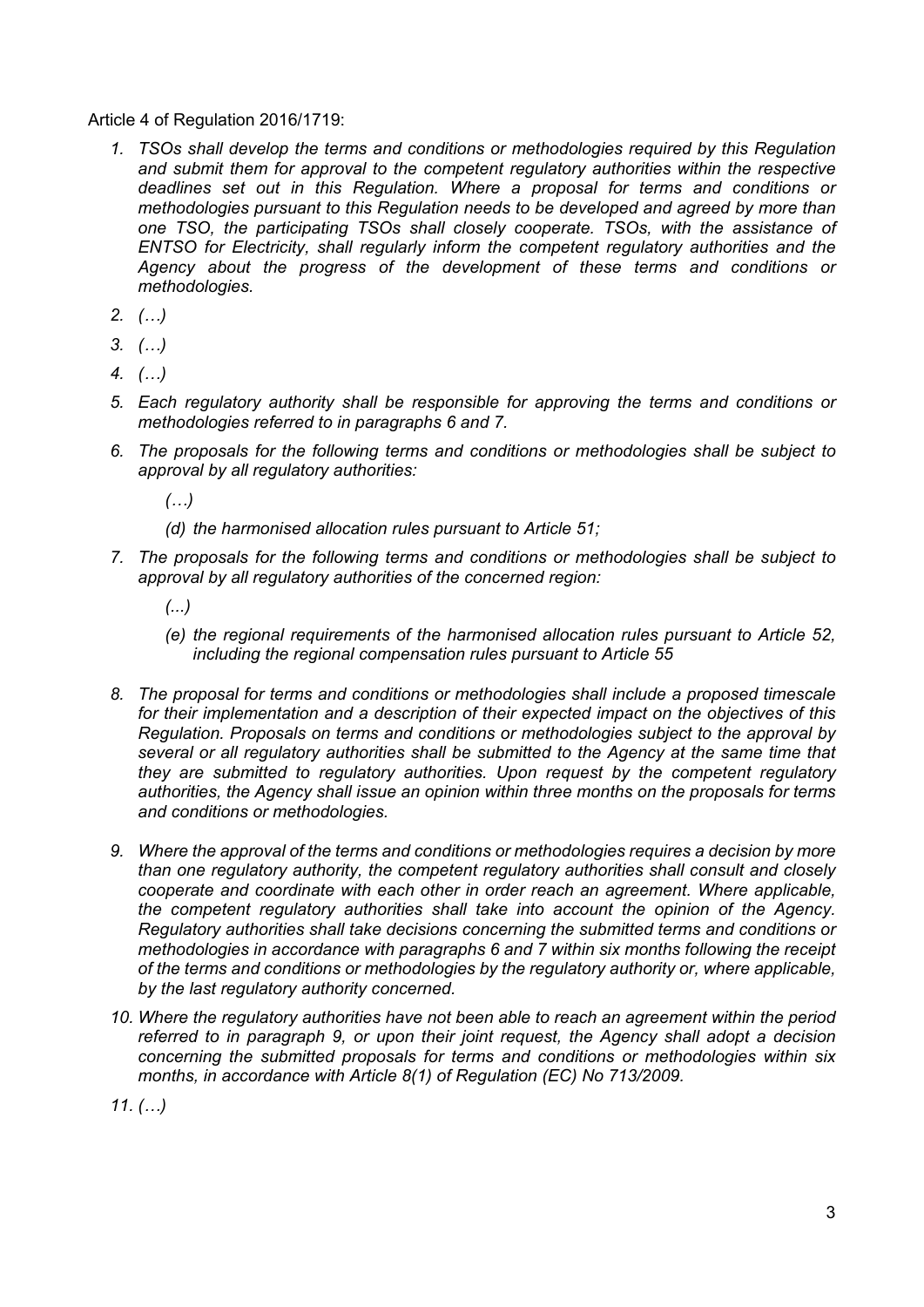Article 4 of Regulation 2016/1719:

1. *TSOs shall develop the terms and conditions or methodologies required by this Regulation and submit them for approval to the competent regulatory authorities within the respective deadlines set out in this Regulation. Where a proposal for terms and conditions or methodologies pursuant to this Regulation needs to be developed and agreed by more than one TSO, the participating TSOs shall closely cooperate. TSOs, with the assistance of ENTSO for Electricity, shall regularly inform the competent regulatory authorities and the Agency about the progress of the development of these terms and conditions or methodologies.*
2. *(…)*
3. *(…)*
4. *(…)*
5. *Each regulatory authority shall be responsible for approving the terms and conditions or methodologies referred to in paragraphs 6 and 7.*
6. *The proposals for the following terms and conditions or methodologies shall be subject to approval by all regulatory authorities:*

   *(…)*

   *(d) the harmonised allocation rules pursuant to Article 51;*
7. *The proposals for the following terms and conditions or methodologies shall be subject to approval by all regulatory authorities of the concerned region:*

   *(...)*

   *(e) the regional requirements of the harmonised allocation rules pursuant to Article 52, including the regional compensation rules pursuant to Article 55*
8. *The proposal for terms and conditions or methodologies shall include a proposed timescale for their implementation and a description of their expected impact on the objectives of this Regulation. Proposals on terms and conditions or methodologies subject to the approval by several or all regulatory authorities shall be submitted to the Agency at the same time that they are submitted to regulatory authorities. Upon request by the competent regulatory authorities, the Agency shall issue an opinion within three months on the proposals for terms and conditions or methodologies.*
9. *Where the approval of the terms and conditions or methodologies requires a decision by more than one regulatory authority, the competent regulatory authorities shall consult and closely cooperate and coordinate with each other in order reach an agreement. Where applicable, the competent regulatory authorities shall take into account the opinion of the Agency. Regulatory authorities shall take decisions concerning the submitted terms and conditions or methodologies in accordance with paragraphs 6 and 7 within six months following the receipt of the terms and conditions or methodologies by the regulatory authority or, where applicable, by the last regulatory authority concerned.*
10. *Where the regulatory authorities have not been able to reach an agreement within the period referred to in paragraph 9, or upon their joint request, the Agency shall adopt a decision concerning the submitted proposals for terms and conditions or methodologies within six months, in accordance with Article 8(1) of Regulation (EC) No 713/2009.*
11. *(…)*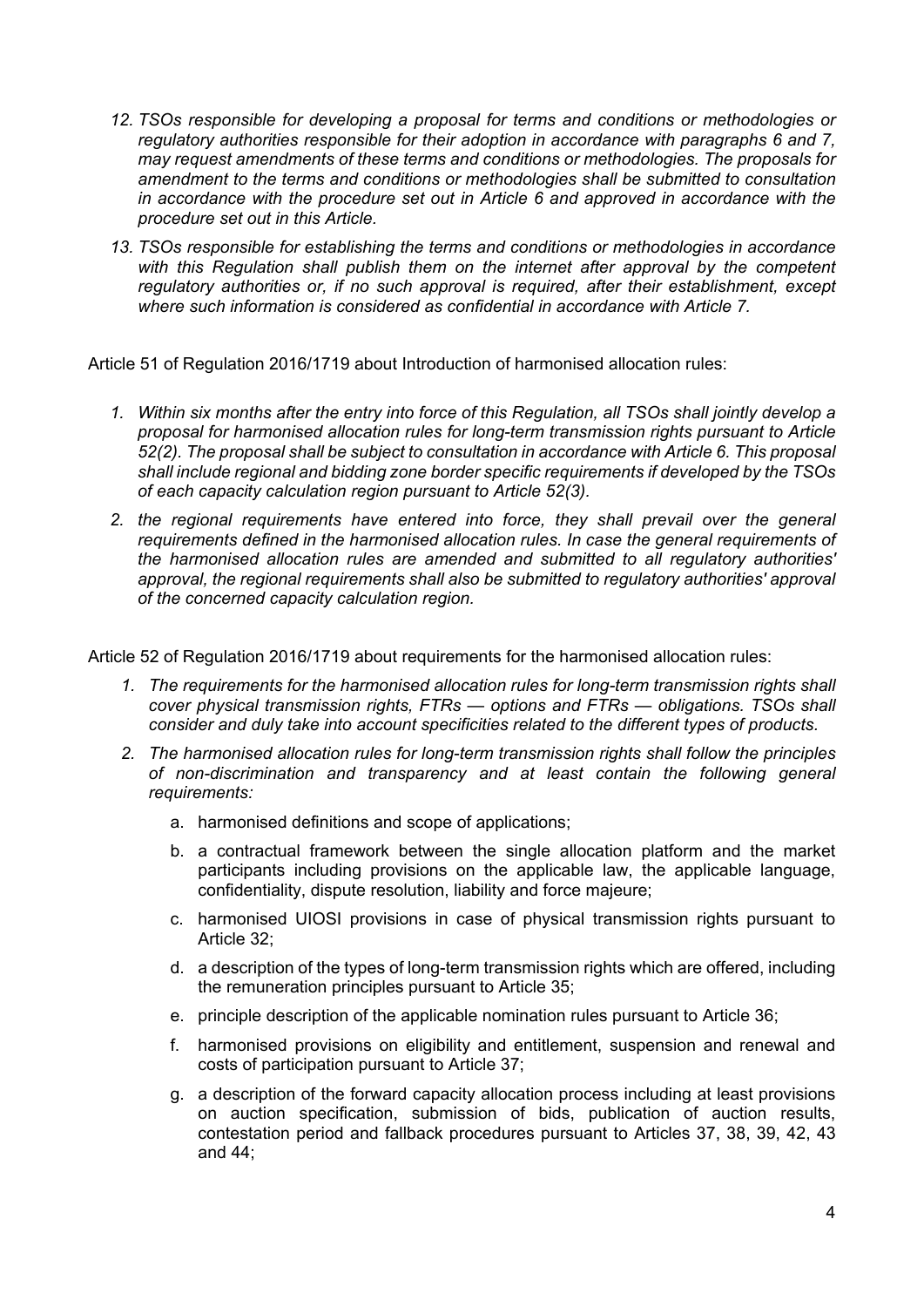12. *TSOs responsible for developing a proposal for terms and conditions or methodologies or regulatory authorities responsible for their adoption in accordance with paragraphs 6 and 7, may request amendments of these terms and conditions or methodologies. The proposals for amendment to the terms and conditions or methodologies shall be submitted to consultation in accordance with the procedure set out in Article 6 and approved in accordance with the procedure set out in this Article.*

13. *TSOs responsible for establishing the terms and conditions or methodologies in accordance with this Regulation shall publish them on the internet after approval by the competent regulatory authorities or, if no such approval is required, after their establishment, except where such information is considered as confidential in accordance with Article 7.*

Article 51 of Regulation 2016/1719 about Introduction of harmonised allocation rules:

1. *Within six months after the entry into force of this Regulation, all TSOs shall jointly develop a proposal for harmonised allocation rules for long-term transmission rights pursuant to Article 52(2). The proposal shall be subject to consultation in accordance with Article 6. This proposal shall include regional and bidding zone border specific requirements if developed by the TSOs of each capacity calculation region pursuant to Article 52(3).*

2. *the regional requirements have entered into force, they shall prevail over the general requirements defined in the harmonised allocation rules. In case the general requirements of the harmonised allocation rules are amended and submitted to all regulatory authorities' approval, the regional requirements shall also be submitted to regulatory authorities' approval of the concerned capacity calculation region.*

Article 52 of Regulation 2016/1719 about requirements for the harmonised allocation rules:

1. *The requirements for the harmonised allocation rules for long-term transmission rights shall cover physical transmission rights, FTRs — options and FTRs — obligations. TSOs shall consider and duly take into account specificities related to the different types of products.*

2. *The harmonised allocation rules for long-term transmission rights shall follow the principles of non-discrimination and transparency and at least contain the following general requirements:*

    a. harmonised definitions and scope of applications;

    b. a contractual framework between the single allocation platform and the market participants including provisions on the applicable law, the applicable language, confidentiality, dispute resolution, liability and force majeure;

    c. harmonised UIOSI provisions in case of physical transmission rights pursuant to Article 32;

    d. a description of the types of long-term transmission rights which are offered, including the remuneration principles pursuant to Article 35;

    e. principle description of the applicable nomination rules pursuant to Article 36;

    f. harmonised provisions on eligibility and entitlement, suspension and renewal and costs of participation pursuant to Article 37;

    g. a description of the forward capacity allocation process including at least provisions on auction specification, submission of bids, publication of auction results, contestation period and fallback procedures pursuant to Articles 37, 38, 39, 42, 43 and 44;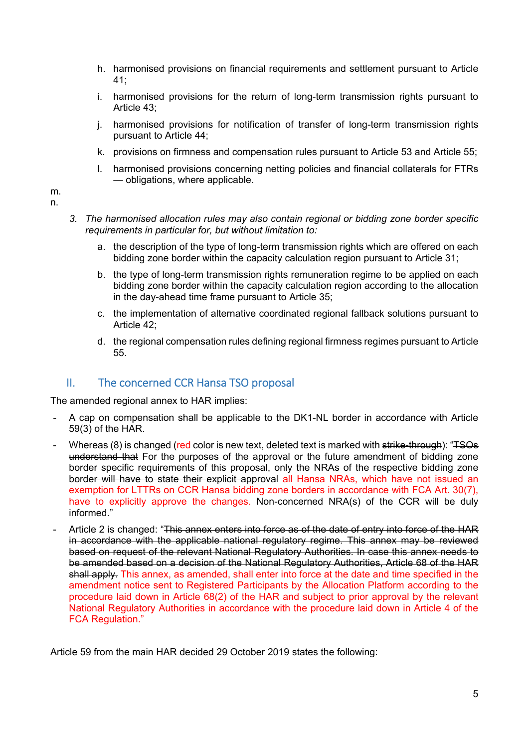h. harmonised provisions on financial requirements and settlement pursuant to Article 41;

i. harmonised provisions for the return of long-term transmission rights pursuant to Article 43;

j. harmonised provisions for notification of transfer of long-term transmission rights pursuant to Article 44;

k. provisions on firmness and compensation rules pursuant to Article 53 and Article 55;

l. harmonised provisions concerning netting policies and financial collaterals for FTRs — obligations, where applicable.

m.

n.

3. *The harmonised allocation rules may also contain regional or bidding zone border specific requirements in particular for, but without limitation to:*

a. the description of the type of long-term transmission rights which are offered on each bidding zone border within the capacity calculation region pursuant to Article 31;

b. the type of long-term transmission rights remuneration regime to be applied on each bidding zone border within the capacity calculation region according to the allocation in the day-ahead time frame pursuant to Article 35;

c. the implementation of alternative coordinated regional fallback solutions pursuant to Article 42;

d. the regional compensation rules defining regional firmness regimes pursuant to Article 55.

## II. The concerned CCR Hansa TSO proposal

The amended regional annex to HAR implies:

- A cap on compensation shall be applicable to the DK1-NL border in accordance with Article 59(3) of the HAR.
- Whereas (8) is changed (red color is new text, deleted text is marked with ~~strike-through~~): "~~TSOs understand that~~ For the purposes of the approval or the future amendment of bidding zone border specific requirements of this proposal, ~~only the NRAs of the respective bidding zone border will have to state their explicit approval~~ all Hansa NRAs, which have not issued an exemption for LTTRs on CCR Hansa bidding zone borders in accordance with FCA Art. 30(7), have to explicitly approve the changes. Non-concerned NRA(s) of the CCR will be duly informed."
- Article 2 is changed: "~~This annex enters into force as of the date of entry into force of the HAR in accordance with the applicable national regulatory regime. This annex may be reviewed based on request of the relevant National Regulatory Authorities. In case this annex needs to be amended based on a decision of the National Regulatory Authorities, Article 68 of the HAR shall apply.~~ This annex, as amended, shall enter into force at the date and time specified in the amendment notice sent to Registered Participants by the Allocation Platform according to the procedure laid down in Article 68(2) of the HAR and subject to prior approval by the relevant National Regulatory Authorities in accordance with the procedure laid down in Article 4 of the FCA Regulation."

Article 59 from the main HAR decided 29 October 2019 states the following: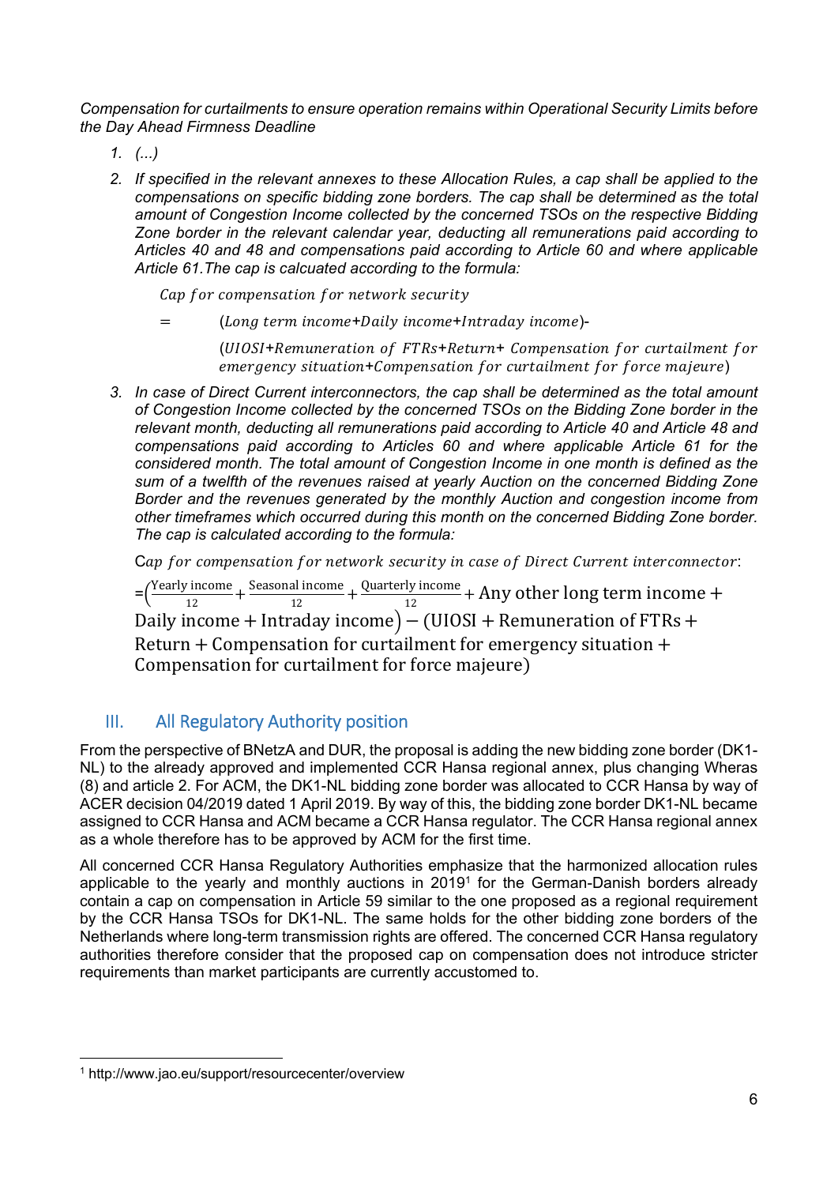*Compensation for curtailments to ensure operation remains within Operational Security Limits before the Day Ahead Firmness Deadline*

1. *(...)*
2. *If specified in the relevant annexes to these Allocation Rules, a cap shall be applied to the compensations on specific bidding zone borders. The cap shall be determined as the total amount of Congestion Income collected by the concerned TSOs on the respective Bidding Zone border in the relevant calendar year, deducting all remunerations paid according to Articles 40 and 48 and compensations paid according to Article 60 and where applicable Article 61.The cap is calcuated according to the formula:*

$$Cap\ for\ compensation\ for\ network\ security$$

$$= (Long\ term\ income + Daily\ income + Intraday\ income) - (UIOSI + Remuneration\ of\ FTRs + Return + Compensation\ for\ curtailment\ for\ emergency\ situation + Compensation\ for\ curtailment\ for\ force\ majeure)$$

3. *In case of Direct Current interconnectors, the cap shall be determined as the total amount of Congestion Income collected by the concerned TSOs on the Bidding Zone border in the relevant month, deducting all remunerations paid according to Article 40 and Article 48 and compensations paid according to Articles 60 and where applicable Article 61 for the considered month. The total amount of Congestion Income in one month is defined as the sum of a twelfth of the revenues raised at yearly Auction on the concerned Bidding Zone Border and the revenues generated by the monthly Auction and congestion income from other timeframes which occurred during this month on the concerned Bidding Zone border. The cap is calculated according to the formula:*

$$Cap\ for\ compensation\ for\ network\ security\ in\ case\ of\ Direct\ Current\ interconnector:$$

$$= \left(\frac{\text{Yearly income}}{12} + \frac{\text{Seasonal income}}{12} + \frac{\text{Quarterly income}}{12} + \text{Any other long term income} + \text{Daily income} + \text{Intraday income}\right) - (\text{UIOSI} + \text{Remuneration of FTRs} + \text{Return} + \text{Compensation for curtailment for emergency situation} + \text{Compensation for curtailment for force majeure})$$

## III. All Regulatory Authority position

From the perspective of BNetzA and DUR, the proposal is adding the new bidding zone border (DK1-NL) to the already approved and implemented CCR Hansa regional annex, plus changing Wheras (8) and article 2. For ACM, the DK1-NL bidding zone border was allocated to CCR Hansa by way of ACER decision 04/2019 dated 1 April 2019. By way of this, the bidding zone border DK1-NL became assigned to CCR Hansa and ACM became a CCR Hansa regulator. The CCR Hansa regional annex as a whole therefore has to be approved by ACM for the first time.

All concerned CCR Hansa Regulatory Authorities emphasize that the harmonized allocation rules applicable to the yearly and monthly auctions in 2019[1] for the German-Danish borders already contain a cap on compensation in Article 59 similar to the one proposed as a regional requirement by the CCR Hansa TSOs for DK1-NL. The same holds for the other bidding zone borders of the Netherlands where long-term transmission rights are offered. The concerned CCR Hansa regulatory authorities therefore consider that the proposed cap on compensation does not introduce stricter requirements than market participants are currently accustomed to.

[1] http://www.jao.eu/support/resourcecenter/overview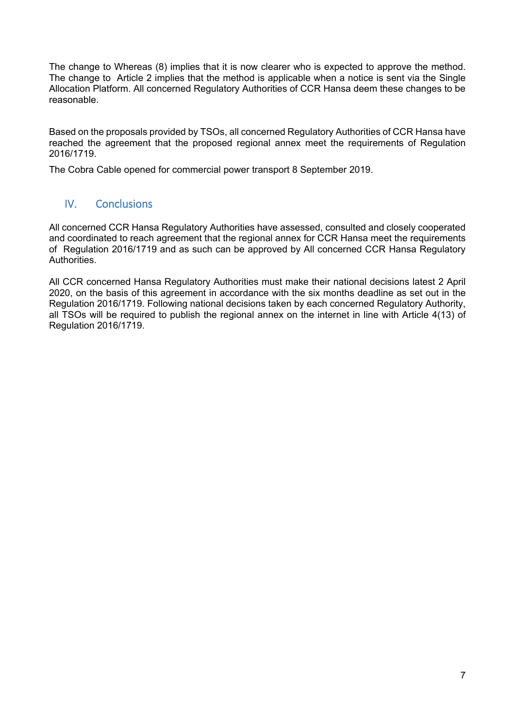The change to Whereas (8) implies that it is now clearer who is expected to approve the method. The change to Article 2 implies that the method is applicable when a notice is sent via the Single Allocation Platform. All concerned Regulatory Authorities of CCR Hansa deem these changes to be reasonable.

Based on the proposals provided by TSOs, all concerned Regulatory Authorities of CCR Hansa have reached the agreement that the proposed regional annex meet the requirements of Regulation 2016/1719.

The Cobra Cable opened for commercial power transport 8 September 2019.

## IV. Conclusions

All concerned CCR Hansa Regulatory Authorities have assessed, consulted and closely cooperated and coordinated to reach agreement that the regional annex for CCR Hansa meet the requirements of Regulation 2016/1719 and as such can be approved by All concerned CCR Hansa Regulatory Authorities.

All CCR concerned Hansa Regulatory Authorities must make their national decisions latest 2 April 2020, on the basis of this agreement in accordance with the six months deadline as set out in the Regulation 2016/1719. Following national decisions taken by each concerned Regulatory Authority, all TSOs will be required to publish the regional annex on the internet in line with Article 4(13) of Regulation 2016/1719.